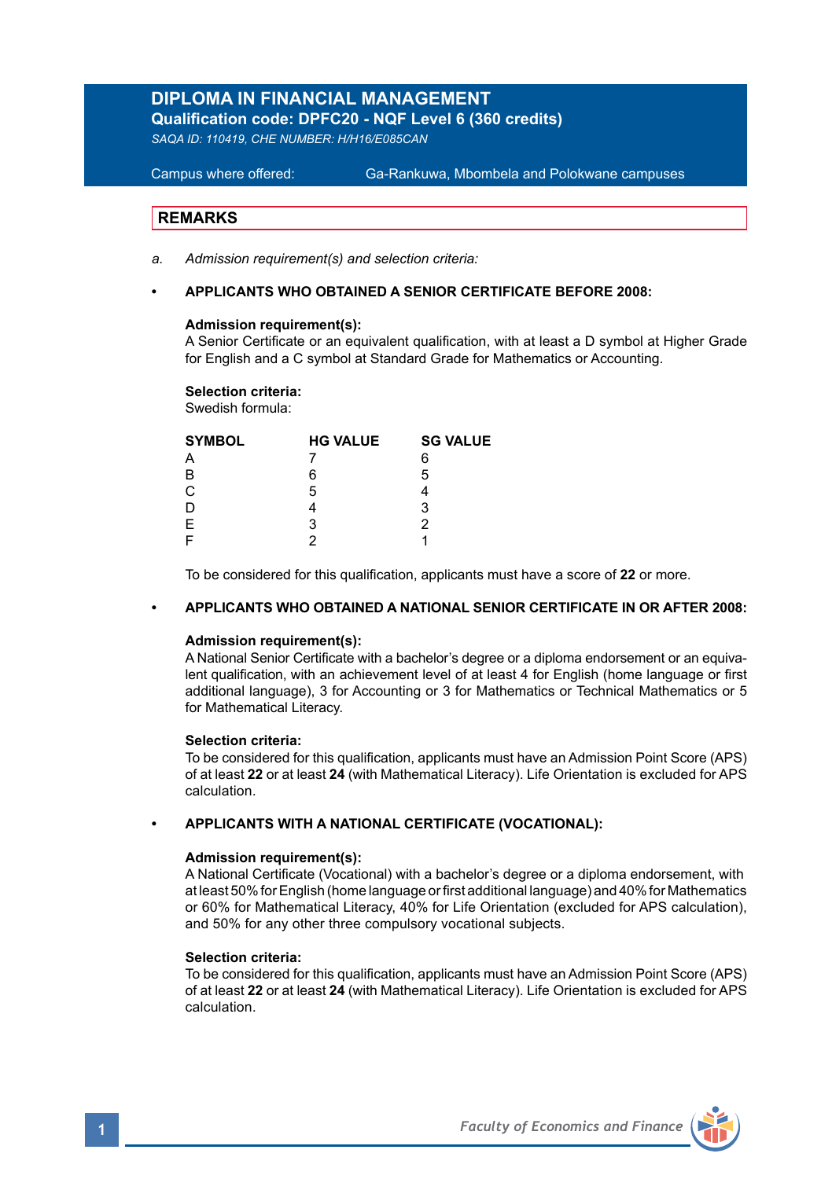# DIPLOMA IN FINANCIAL MANAGEMENT

**Qualification code: DPFC20 - NQF Level 6 (360 credits)**

*SAQA ID: 110419, CHE NUMBER: H/H16/E085CAN*

Campus where offered: Ga-Rankuwa, Mbombela and Polokwane campuses

## REMARKS

a. *Admission requirement(s) and selection criteria:*

- **APPLICANTS WHO OBTAINED A SENIOR CERTIFICATE BEFORE 2008:**

**Admission requirement(s):**
A Senior Certificate or an equivalent qualification, with at least a D symbol at Higher Grade for English and a C symbol at Standard Grade for Mathematics or Accounting.

**Selection criteria:**
Swedish formula:

| SYMBOL | HG VALUE | SG VALUE |
|---|---|---|
| A | 7 | 6 |
| B | 6 | 5 |
| C | 5 | 4 |
| D | 4 | 3 |
| E | 3 | 2 |
| F | 2 | 1 |

To be considered for this qualification, applicants must have a score of **22** or more.

- **APPLICANTS WHO OBTAINED A NATIONAL SENIOR CERTIFICATE IN OR AFTER 2008:**

**Admission requirement(s):**
A National Senior Certificate with a bachelor's degree or a diploma endorsement or an equivalent qualification, with an achievement level of at least 4 for English (home language or first additional language), 3 for Accounting or 3 for Mathematics or Technical Mathematics or 5 for Mathematical Literacy.

**Selection criteria:**
To be considered for this qualification, applicants must have an Admission Point Score (APS) of at least **22** or at least **24** (with Mathematical Literacy). Life Orientation is excluded for APS calculation.

- **APPLICANTS WITH A NATIONAL CERTIFICATE (VOCATIONAL):**

**Admission requirement(s):**
A National Certificate (Vocational) with a bachelor's degree or a diploma endorsement, with at least 50% for English (home language or first additional language) and 40% for Mathematics or 60% for Mathematical Literacy, 40% for Life Orientation (excluded for APS calculation), and 50% for any other three compulsory vocational subjects.

**Selection criteria:**
To be considered for this qualification, applicants must have an Admission Point Score (APS) of at least **22** or at least **24** (with Mathematical Literacy). Life Orientation is excluded for APS calculation.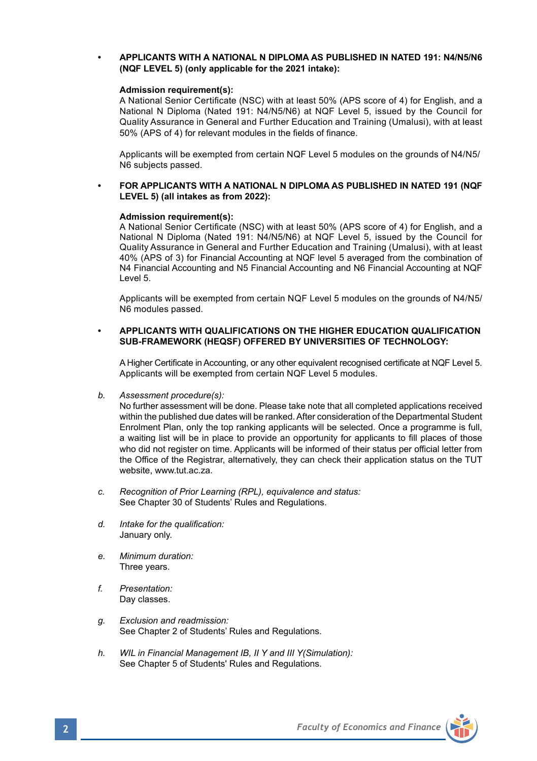- **APPLICANTS WITH A NATIONAL N DIPLOMA AS PUBLISHED IN NATED 191: N4/N5/N6 (NQF LEVEL 5) (only applicable for the 2021 intake):**

  **Admission requirement(s):**
  A National Senior Certificate (NSC) with at least 50% (APS score of 4) for English, and a National N Diploma (Nated 191: N4/N5/N6) at NQF Level 5, issued by the Council for Quality Assurance in General and Further Education and Training (Umalusi), with at least 50% (APS of 4) for relevant modules in the fields of finance.

  Applicants will be exempted from certain NQF Level 5 modules on the grounds of N4/N5/N6 subjects passed.

- **FOR APPLICANTS WITH A NATIONAL N DIPLOMA AS PUBLISHED IN NATED 191 (NQF LEVEL 5) (all intakes as from 2022):**

  **Admission requirement(s):**
  A National Senior Certificate (NSC) with at least 50% (APS score of 4) for English, and a National N Diploma (Nated 191: N4/N5/N6) at NQF Level 5, issued by the Council for Quality Assurance in General and Further Education and Training (Umalusi), with at least 40% (APS of 3) for Financial Accounting at NQF level 5 averaged from the combination of N4 Financial Accounting and N5 Financial Accounting and N6 Financial Accounting at NQF Level 5.

  Applicants will be exempted from certain NQF Level 5 modules on the grounds of N4/N5/N6 modules passed.

- **APPLICANTS WITH QUALIFICATIONS ON THE HIGHER EDUCATION QUALIFICATION SUB-FRAMEWORK (HEQSF) OFFERED BY UNIVERSITIES OF TECHNOLOGY:**

  A Higher Certificate in Accounting, or any other equivalent recognised certificate at NQF Level 5. Applicants will be exempted from certain NQF Level 5 modules.

b. *Assessment procedure(s):*
   No further assessment will be done. Please take note that all completed applications received within the published due dates will be ranked. After consideration of the Departmental Student Enrolment Plan, only the top ranking applicants will be selected. Once a programme is full, a waiting list will be in place to provide an opportunity for applicants to fill places of those who did not register on time. Applicants will be informed of their status per official letter from the Office of the Registrar, alternatively, they can check their application status on the TUT website, www.tut.ac.za.

c. *Recognition of Prior Learning (RPL), equivalence and status:*
   See Chapter 30 of Students' Rules and Regulations.

d. *Intake for the qualification:*
   January only.

e. *Minimum duration:*
   Three years.

f. *Presentation:*
   Day classes.

g. *Exclusion and readmission:*
   See Chapter 2 of Students' Rules and Regulations.

h. *WIL in Financial Management IB, II Y and III Y(Simulation):*
   See Chapter 5 of Students' Rules and Regulations.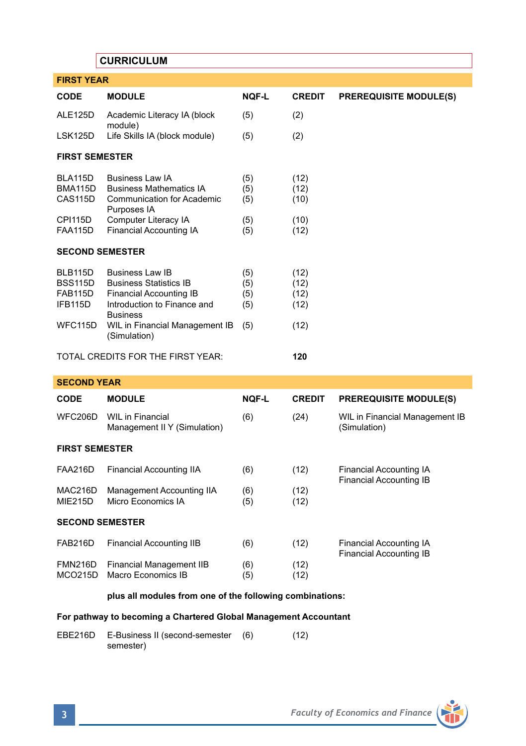## CURRICULUM

### FIRST YEAR

| CODE | MODULE | NQF-L | CREDIT | PREREQUISITE MODULE(S) |
|---|---|---|---|---|
| ALE125D | Academic Literacy IA (block module) | (5) | (2) | |
| LSK125D | Life Skills IA (block module) | (5) | (2) | |
| **FIRST SEMESTER** | | | | |
| BLA115D | Business Law IA | (5) | (12) | |
| BMA115D | Business Mathematics IA | (5) | (12) | |
| CAS115D | Communication for Academic Purposes IA | (5) | (10) | |
| CPI115D | Computer Literacy IA | (5) | (10) | |
| FAA115D | Financial Accounting IA | (5) | (12) | |
| **SECOND SEMESTER** | | | | |
| BLB115D | Business Law IB | (5) | (12) | |
| BSS115D | Business Statistics IB | (5) | (12) | |
| FAB115D | Financial Accounting IB | (5) | (12) | |
| IFB115D | Introduction to Finance and Business | (5) | (12) | |
| WFC115D | WIL in Financial Management IB (Simulation) | (5) | (12) | |

TOTAL CREDITS FOR THE FIRST YEAR: **120**

### SECOND YEAR

| CODE | MODULE | NQF-L | CREDIT | PREREQUISITE MODULE(S) |
|---|---|---|---|---|
| WFC206D | WIL in Financial Management II Y (Simulation) | (6) | (24) | WIL in Financial Management IB (Simulation) |
| **FIRST SEMESTER** | | | | |
| FAA216D | Financial Accounting IIA | (6) | (12) | Financial Accounting IA<br>Financial Accounting IB |
| MAC216D | Management Accounting IIA | (6) | (12) | |
| MIE215D | Micro Economics IA | (5) | (12) | |
| **SECOND SEMESTER** | | | | |
| FAB216D | Financial Accounting IIB | (6) | (12) | Financial Accounting IA<br>Financial Accounting IB |
| FMN216D | Financial Management IIB | (6) | (12) | |
| MCO215D | Macro Economics IB | (5) | (12) | |

**plus all modules from one of the following combinations:**

**For pathway to becoming a Chartered Global Management Accountant**

| CODE | MODULE | NQF-L | CREDIT | PREREQUISITE MODULE(S) |
|---|---|---|---|---|
| EBE216D | E-Business II (second-semester semester) | (6) | (12) | |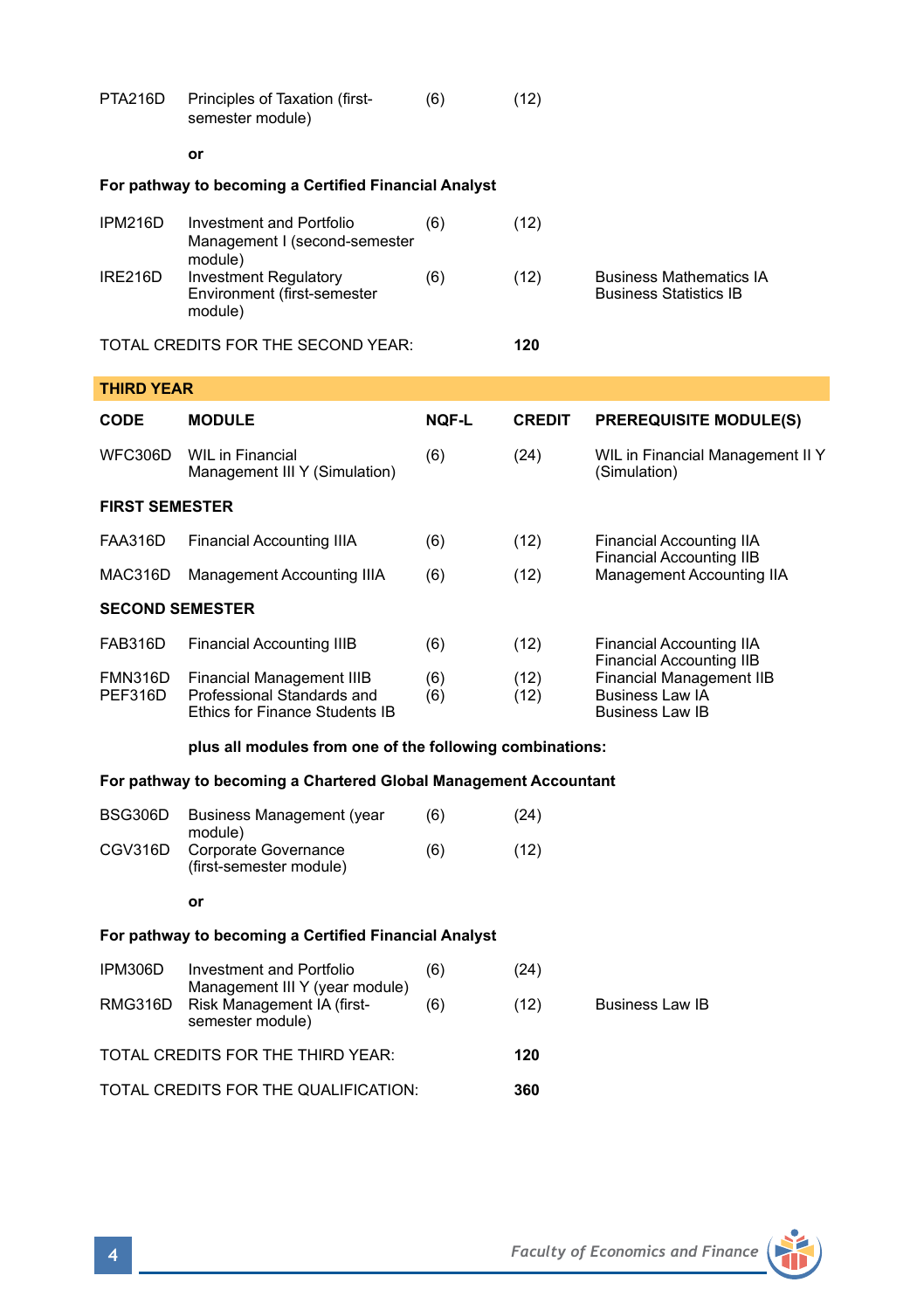| CODE | MODULE | NQF-L | CREDIT | PREREQUISITE MODULE(S) |
|---|---|---|---|---|
| PTA216D | Principles of Taxation (first-semester module) | (6) | (12) | |
| | **or** | | | |
| **For pathway to becoming a Certified Financial Analyst** | | | | |
| IPM216D | Investment and Portfolio Management I (second-semester module) | (6) | (12) | |
| IRE216D | Investment Regulatory Environment (first-semester module) | (6) | (12) | Business Mathematics IA<br>Business Statistics IB |
| TOTAL CREDITS FOR THE SECOND YEAR: | | | **120** | |

## THIRD YEAR

| CODE | MODULE | NQF-L | CREDIT | PREREQUISITE MODULE(S) |
|---|---|---|---|---|
| WFC306D | WIL in Financial Management III Y (Simulation) | (6) | (24) | WIL in Financial Management II Y (Simulation) |
| **FIRST SEMESTER** | | | | |
| FAA316D | Financial Accounting IIIA | (6) | (12) | Financial Accounting IIA<br>Financial Accounting IIB |
| MAC316D | Management Accounting IIIA | (6) | (12) | Management Accounting IIA |
| **SECOND SEMESTER** | | | | |
| FAB316D | Financial Accounting IIIB | (6) | (12) | Financial Accounting IIA<br>Financial Accounting IIB |
| FMN316D | Financial Management IIIB | (6) | (12) | Financial Management IIB |
| PEF316D | Professional Standards and Ethics for Finance Students IB | (6) | (12) | Business Law IA<br>Business Law IB |
| | **plus all modules from one of the following combinations:** | | | |
| **For pathway to becoming a Chartered Global Management Accountant** | | | | |
| BSG306D | Business Management (year module) | (6) | (24) | |
| CGV316D | Corporate Governance (first-semester module) | (6) | (12) | |
| | **or** | | | |
| **For pathway to becoming a Certified Financial Analyst** | | | | |
| IPM306D | Investment and Portfolio Management III Y (year module) | (6) | (24) | |
| RMG316D | Risk Management IA (first-semester module) | (6) | (12) | Business Law IB |
| TOTAL CREDITS FOR THE THIRD YEAR: | | | **120** | |
| TOTAL CREDITS FOR THE QUALIFICATION: | | | **360** | |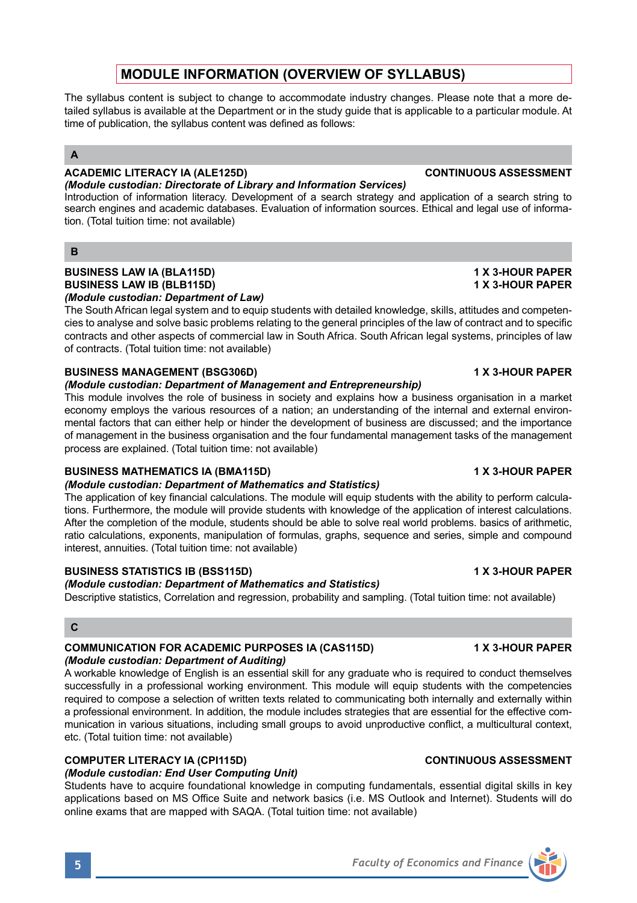# MODULE INFORMATION (OVERVIEW OF SYLLABUS)

The syllabus content is subject to change to accommodate industry changes. Please note that a more detailed syllabus is available at the Department or in the study guide that is applicable to a particular module. At time of publication, the syllabus content was defined as follows:

## A

**ACADEMIC LITERACY IA (ALE125D) — CONTINUOUS ASSESSMENT**

***(Module custodian: Directorate of Library and Information Services)***

Introduction of information literacy. Development of a search strategy and application of a search string to search engines and academic databases. Evaluation of information sources. Ethical and legal use of information. (Total tuition time: not available)

## B

**BUSINESS LAW IA (BLA115D) — 1 X 3-HOUR PAPER**

**BUSINESS LAW IB (BLB115D) — 1 X 3-HOUR PAPER**

***(Module custodian: Department of Law)***

The South African legal system and to equip students with detailed knowledge, skills, attitudes and competencies to analyse and solve basic problems relating to the general principles of the law of contract and to specific contracts and other aspects of commercial law in South Africa. South African legal systems, principles of law of contracts. (Total tuition time: not available)

**BUSINESS MANAGEMENT (BSG306D) — 1 X 3-HOUR PAPER**

***(Module custodian: Department of Management and Entrepreneurship)***

This module involves the role of business in society and explains how a business organisation in a market economy employs the various resources of a nation; an understanding of the internal and external environmental factors that can either help or hinder the development of business are discussed; and the importance of management in the business organisation and the four fundamental management tasks of the management process are explained. (Total tuition time: not available)

**BUSINESS MATHEMATICS IA (BMA115D) — 1 X 3-HOUR PAPER**

***(Module custodian: Department of Mathematics and Statistics)***

The application of key financial calculations. The module will equip students with the ability to perform calculations. Furthermore, the module will provide students with knowledge of the application of interest calculations. After the completion of the module, students should be able to solve real world problems. basics of arithmetic, ratio calculations, exponents, manipulation of formulas, graphs, sequence and series, simple and compound interest, annuities. (Total tuition time: not available)

**BUSINESS STATISTICS IB (BSS115D) — 1 X 3-HOUR PAPER**

***(Module custodian: Department of Mathematics and Statistics)***

Descriptive statistics, Correlation and regression, probability and sampling. (Total tuition time: not available)

## C

**COMMUNICATION FOR ACADEMIC PURPOSES IA (CAS115D) — 1 X 3-HOUR PAPER**

***(Module custodian: Department of Auditing)***

A workable knowledge of English is an essential skill for any graduate who is required to conduct themselves successfully in a professional working environment. This module will equip students with the competencies required to compose a selection of written texts related to communicating both internally and externally within a professional environment. In addition, the module includes strategies that are essential for the effective communication in various situations, including small groups to avoid unproductive conflict, a multicultural context, etc. (Total tuition time: not available)

**COMPUTER LITERACY IA (CPI115D) — CONTINUOUS ASSESSMENT**

***(Module custodian: End User Computing Unit)***

Students have to acquire foundational knowledge in computing fundamentals, essential digital skills in key applications based on MS Office Suite and network basics (i.e. MS Outlook and Internet). Students will do online exams that are mapped with SAQA. (Total tuition time: not available)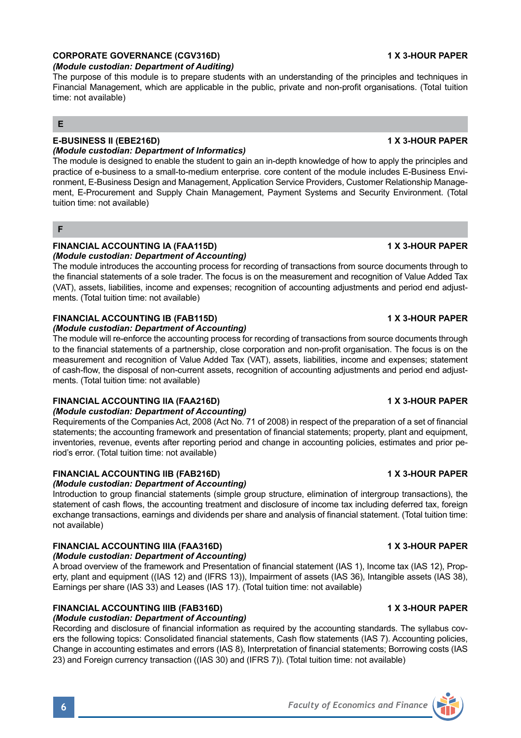**CORPORATE GOVERNANCE (CGV316D)** **1 X 3-HOUR PAPER**

***(Module custodian: Department of Auditing)***

The purpose of this module is to prepare students with an understanding of the principles and techniques in Financial Management, which are applicable in the public, private and non-profit organisations. (Total tuition time: not available)

## E

**E-BUSINESS II (EBE216D)** **1 X 3-HOUR PAPER**

***(Module custodian: Department of Informatics)***

The module is designed to enable the student to gain an in-depth knowledge of how to apply the principles and practice of e-business to a small-to-medium enterprise. core content of the module includes E-Business Environment, E-Business Design and Management, Application Service Providers, Customer Relationship Management, E-Procurement and Supply Chain Management, Payment Systems and Security Environment. (Total tuition time: not available)

## F

**FINANCIAL ACCOUNTING IA (FAA115D)** **1 X 3-HOUR PAPER**

***(Module custodian: Department of Accounting)***

The module introduces the accounting process for recording of transactions from source documents through to the financial statements of a sole trader. The focus is on the measurement and recognition of Value Added Tax (VAT), assets, liabilities, income and expenses; recognition of accounting adjustments and period end adjustments. (Total tuition time: not available)

**FINANCIAL ACCOUNTING IB (FAB115D)** **1 X 3-HOUR PAPER**

***(Module custodian: Department of Accounting)***

The module will re-enforce the accounting process for recording of transactions from source documents through to the financial statements of a partnership, close corporation and non-profit organisation. The focus is on the measurement and recognition of Value Added Tax (VAT), assets, liabilities, income and expenses; statement of cash-flow, the disposal of non-current assets, recognition of accounting adjustments and period end adjustments. (Total tuition time: not available)

**FINANCIAL ACCOUNTING IIA (FAA216D)** **1 X 3-HOUR PAPER**

***(Module custodian: Department of Accounting)***

Requirements of the Companies Act, 2008 (Act No. 71 of 2008) in respect of the preparation of a set of financial statements; the accounting framework and presentation of financial statements; property, plant and equipment, inventories, revenue, events after reporting period and change in accounting policies, estimates and prior period's error. (Total tuition time: not available)

**FINANCIAL ACCOUNTING IIB (FAB216D)** **1 X 3-HOUR PAPER**

***(Module custodian: Department of Accounting)***

Introduction to group financial statements (simple group structure, elimination of intergroup transactions), the statement of cash flows, the accounting treatment and disclosure of income tax including deferred tax, foreign exchange transactions, earnings and dividends per share and analysis of financial statement. (Total tuition time: not available)

**FINANCIAL ACCOUNTING IIIA (FAA316D)** **1 X 3-HOUR PAPER**

***(Module custodian: Department of Accounting)***

A broad overview of the framework and Presentation of financial statement (IAS 1), Income tax (IAS 12), Property, plant and equipment ((IAS 12) and (IFRS 13)), Impairment of assets (IAS 36), Intangible assets (IAS 38), Earnings per share (IAS 33) and Leases (IAS 17). (Total tuition time: not available)

**FINANCIAL ACCOUNTING IIIB (FAB316D)** **1 X 3-HOUR PAPER**

***(Module custodian: Department of Accounting)***

Recording and disclosure of financial information as required by the accounting standards. The syllabus covers the following topics: Consolidated financial statements, Cash flow statements (IAS 7). Accounting policies, Change in accounting estimates and errors (IAS 8), Interpretation of financial statements; Borrowing costs (IAS 23) and Foreign currency transaction ((IAS 30) and (IFRS 7)). (Total tuition time: not available)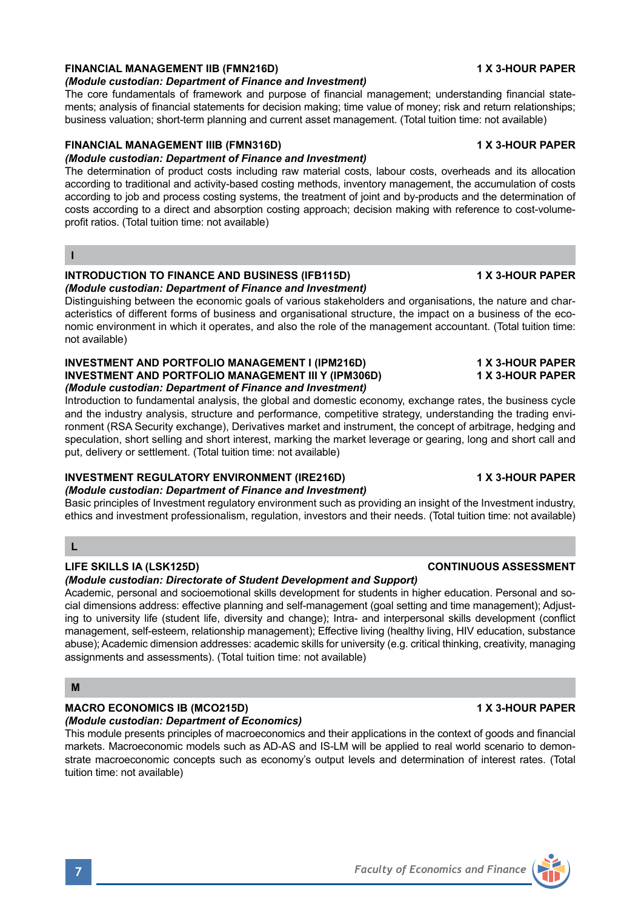**FINANCIAL MANAGEMENT IIB (FMN216D)** **1 X 3-HOUR PAPER**
***(Module custodian: Department of Finance and Investment)***
The core fundamentals of framework and purpose of financial management; understanding financial statements; analysis of financial statements for decision making; time value of money; risk and return relationships; business valuation; short-term planning and current asset management. (Total tuition time: not available)

**FINANCIAL MANAGEMENT IIIB (FMN316D)** **1 X 3-HOUR PAPER**
***(Module custodian: Department of Finance and Investment)***
The determination of product costs including raw material costs, labour costs, overheads and its allocation according to traditional and activity-based costing methods, inventory management, the accumulation of costs according to job and process costing systems, the treatment of joint and by-products and the determination of costs according to a direct and absorption costing approach; decision making with reference to cost-volume-profit ratios. (Total tuition time: not available)

## I

**INTRODUCTION TO FINANCE AND BUSINESS (IFB115D)** **1 X 3-HOUR PAPER**
***(Module custodian: Department of Finance and Investment)***
Distinguishing between the economic goals of various stakeholders and organisations, the nature and characteristics of different forms of business and organisational structure, the impact on a business of the economic environment in which it operates, and also the role of the management accountant. (Total tuition time: not available)

**INVESTMENT AND PORTFOLIO MANAGEMENT I (IPM216D)** **1 X 3-HOUR PAPER**
**INVESTMENT AND PORTFOLIO MANAGEMENT III Y (IPM306D)** **1 X 3-HOUR PAPER**
***(Module custodian: Department of Finance and Investment)***
Introduction to fundamental analysis, the global and domestic economy, exchange rates, the business cycle and the industry analysis, structure and performance, competitive strategy, understanding the trading environment (RSA Security exchange), Derivatives market and instrument, the concept of arbitrage, hedging and speculation, short selling and short interest, marking the market leverage or gearing, long and short call and put, delivery or settlement. (Total tuition time: not available)

**INVESTMENT REGULATORY ENVIRONMENT (IRE216D)** **1 X 3-HOUR PAPER**
***(Module custodian: Department of Finance and Investment)***
Basic principles of Investment regulatory environment such as providing an insight of the Investment industry, ethics and investment professionalism, regulation, investors and their needs. (Total tuition time: not available)

## L

**LIFE SKILLS IA (LSK125D)** **CONTINUOUS ASSESSMENT**
***(Module custodian: Directorate of Student Development and Support)***
Academic, personal and socioemotional skills development for students in higher education. Personal and social dimensions address: effective planning and self-management (goal setting and time management); Adjusting to university life (student life, diversity and change); Intra- and interpersonal skills development (conflict management, self-esteem, relationship management); Effective living (healthy living, HIV education, substance abuse); Academic dimension addresses: academic skills for university (e.g. critical thinking, creativity, managing assignments and assessments). (Total tuition time: not available)

## M

**MACRO ECONOMICS IB (MCO215D)** **1 X 3-HOUR PAPER**
***(Module custodian: Department of Economics)***
This module presents principles of macroeconomics and their applications in the context of goods and financial markets. Macroeconomic models such as AD-AS and IS-LM will be applied to real world scenario to demonstrate macroeconomic concepts such as economy's output levels and determination of interest rates. (Total tuition time: not available)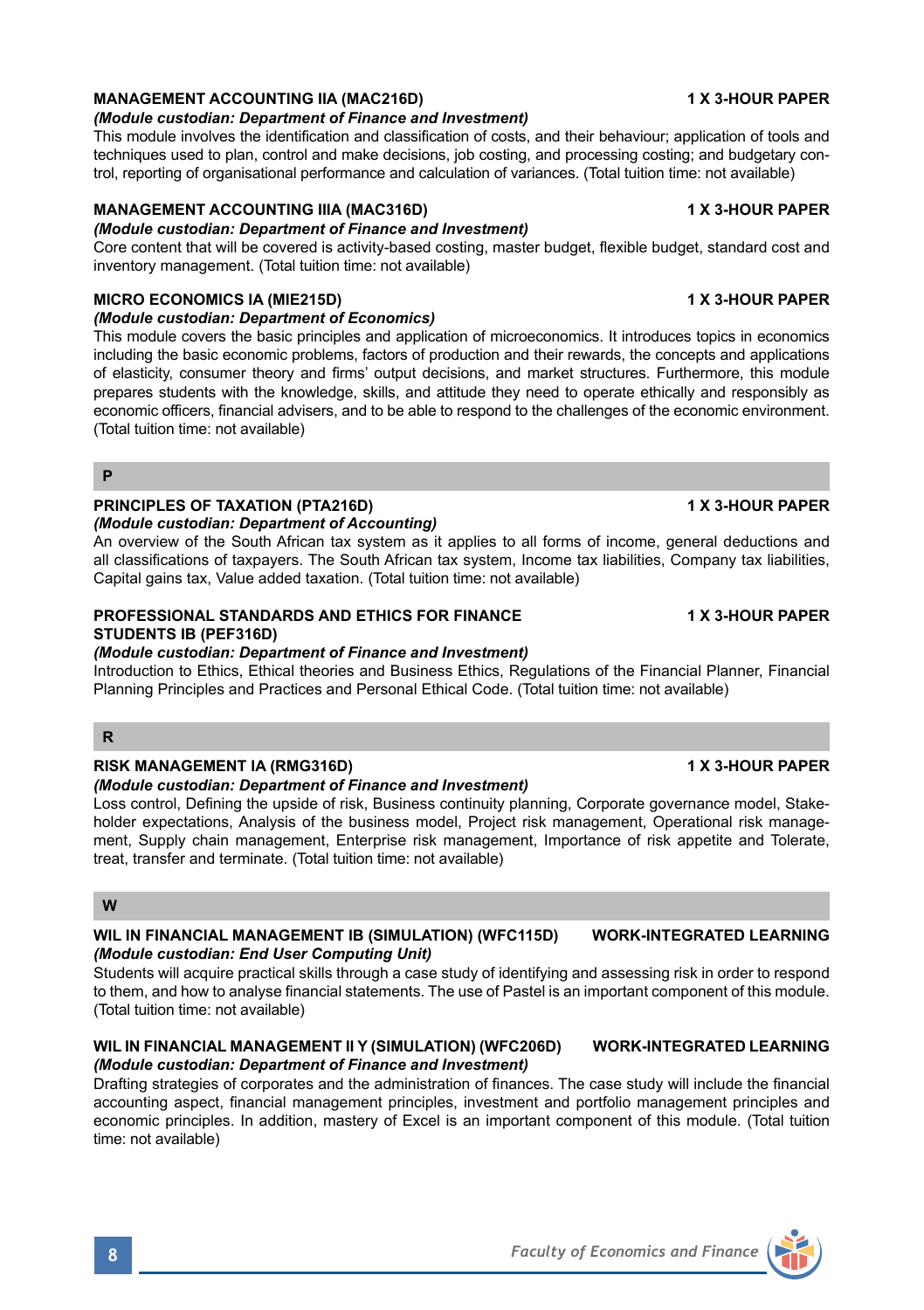**MANAGEMENT ACCOUNTING IIA (MAC216D)** **1 X 3-HOUR PAPER**

*(Module custodian: Department of Finance and Investment)*

This module involves the identification and classification of costs, and their behaviour; application of tools and techniques used to plan, control and make decisions, job costing, and processing costing; and budgetary control, reporting of organisational performance and calculation of variances. (Total tuition time: not available)

**MANAGEMENT ACCOUNTING IIIA (MAC316D)** **1 X 3-HOUR PAPER**

*(Module custodian: Department of Finance and Investment)*

Core content that will be covered is activity-based costing, master budget, flexible budget, standard cost and inventory management. (Total tuition time: not available)

**MICRO ECONOMICS IA (MIE215D)** **1 X 3-HOUR PAPER**

*(Module custodian: Department of Economics)*

This module covers the basic principles and application of microeconomics. It introduces topics in economics including the basic economic problems, factors of production and their rewards, the concepts and applications of elasticity, consumer theory and firms' output decisions, and market structures. Furthermore, this module prepares students with the knowledge, skills, and attitude they need to operate ethically and responsibly as economic officers, financial advisers, and to be able to respond to the challenges of the economic environment. (Total tuition time: not available)

## P

**PRINCIPLES OF TAXATION (PTA216D)** **1 X 3-HOUR PAPER**

*(Module custodian: Department of Accounting)*

An overview of the South African tax system as it applies to all forms of income, general deductions and all classifications of taxpayers. The South African tax system, Income tax liabilities, Company tax liabilities, Capital gains tax, Value added taxation. (Total tuition time: not available)

**PROFESSIONAL STANDARDS AND ETHICS FOR FINANCE STUDENTS IB (PEF316D)** **1 X 3-HOUR PAPER**

*(Module custodian: Department of Finance and Investment)*

Introduction to Ethics, Ethical theories and Business Ethics, Regulations of the Financial Planner, Financial Planning Principles and Practices and Personal Ethical Code. (Total tuition time: not available)

## R

**RISK MANAGEMENT IA (RMG316D)** **1 X 3-HOUR PAPER**

*(Module custodian: Department of Finance and Investment)*

Loss control, Defining the upside of risk, Business continuity planning, Corporate governance model, Stakeholder expectations, Analysis of the business model, Project risk management, Operational risk management, Supply chain management, Enterprise risk management, Importance of risk appetite and Tolerate, treat, transfer and terminate. (Total tuition time: not available)

## W

**WIL IN FINANCIAL MANAGEMENT IB (SIMULATION) (WFC115D)** **WORK-INTEGRATED LEARNING**

*(Module custodian: End User Computing Unit)*

Students will acquire practical skills through a case study of identifying and assessing risk in order to respond to them, and how to analyse financial statements. The use of Pastel is an important component of this module. (Total tuition time: not available)

**WIL IN FINANCIAL MANAGEMENT II Y (SIMULATION) (WFC206D)** **WORK-INTEGRATED LEARNING**

*(Module custodian: Department of Finance and Investment)*

Drafting strategies of corporates and the administration of finances. The case study will include the financial accounting aspect, financial management principles, investment and portfolio management principles and economic principles. In addition, mastery of Excel is an important component of this module. (Total tuition time: not available)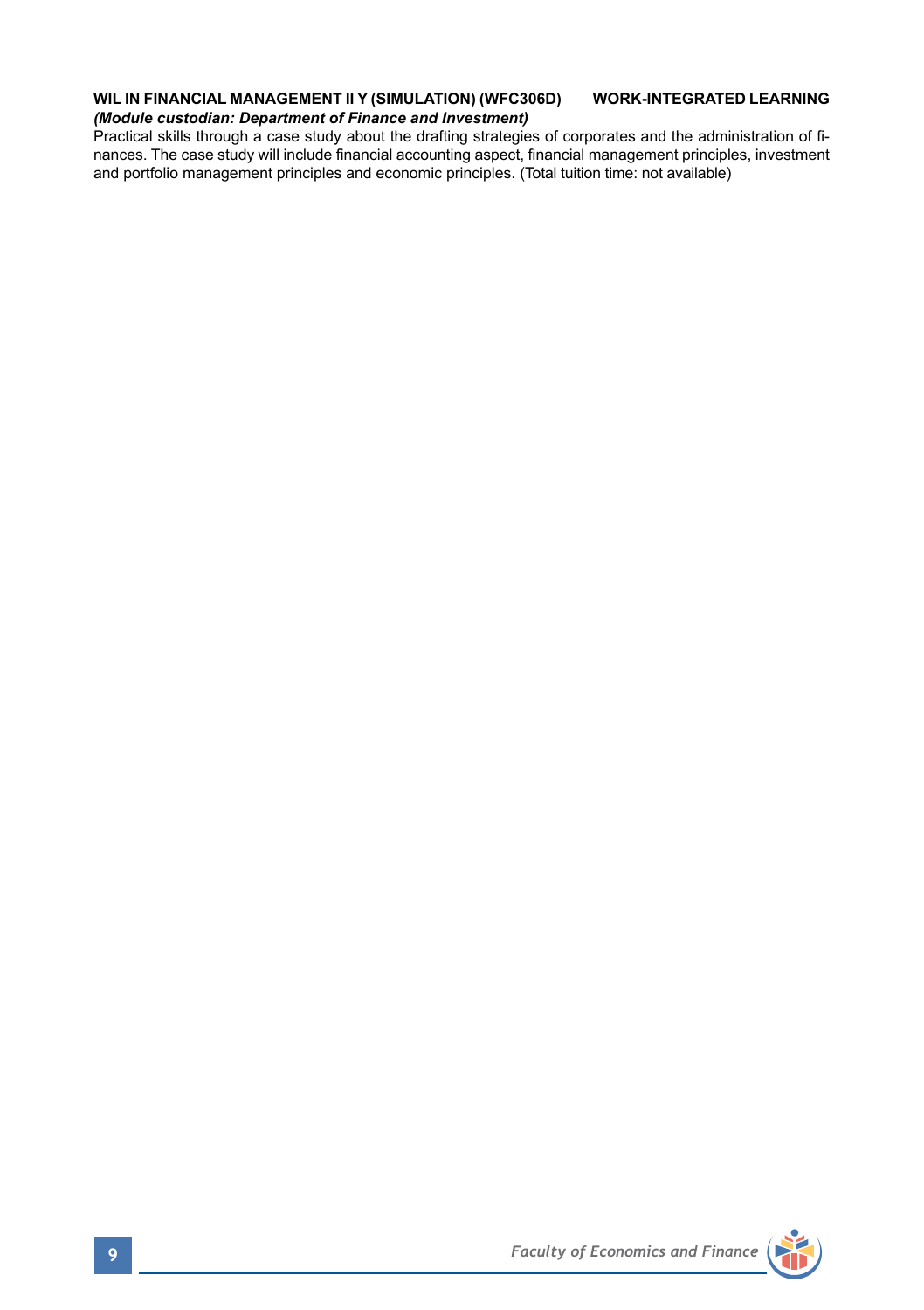**WIL IN FINANCIAL MANAGEMENT II Y (SIMULATION) (WFC306D)  WORK-INTEGRATED LEARNING**
***(Module custodian: Department of Finance and Investment)***

Practical skills through a case study about the drafting strategies of corporates and the administration of finances. The case study will include financial accounting aspect, financial management principles, investment and portfolio management principles and economic principles. (Total tuition time: not available)